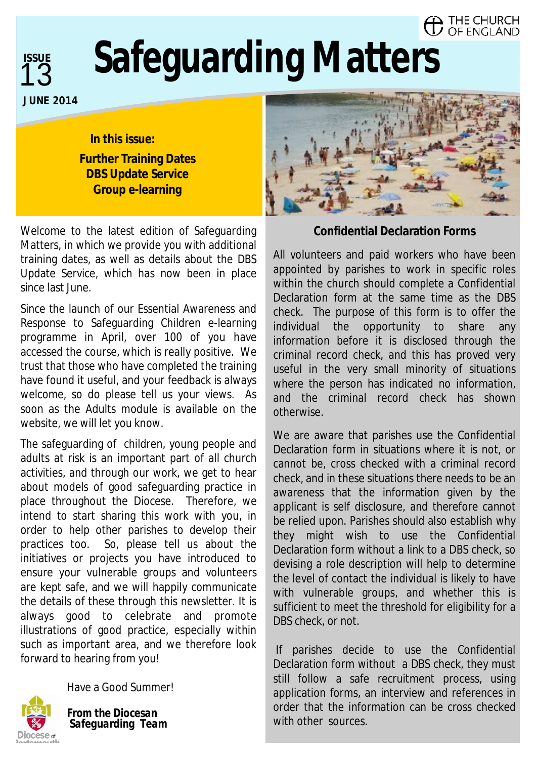THE CHURCH OF ENGLAND

ISSUE 13

# Safeguarding Matters

**JUNE 2014**

**In this issue:**

**Further Training Dates**
**DBS Update Service**
**Group e-learning**

Welcome to the latest edition of Safeguarding Matters, in which we provide you with additional training dates, as well as details about the DBS Update Service, which has now been in place since last June.

Since the launch of our Essential Awareness and Response to Safeguarding Children e-learning programme in April, over 100 of you have accessed the course, which is really positive. We trust that those who have completed the training have found it useful, and your feedback is always welcome, so do please tell us your views. As soon as the Adults module is available on the website, we will let you know.

The safeguarding of children, young people and adults at risk is an important part of all church activities, and through our work, we get to hear about models of good safeguarding practice in place throughout the Diocese. Therefore, we intend to start sharing this work with you, in order to help other parishes to develop their practices too. So, please tell us about the initiatives or projects you have introduced to ensure your vulnerable groups and volunteers are kept safe, and we will happily communicate the details of these through this newsletter. It is always good to celebrate and promote illustrations of good practice, especially within such as important area, and we therefore look forward to hearing from you!

Have a Good Summer!

***From the Diocesan Safeguarding Team***

## Confidential Declaration Forms

All volunteers and paid workers who have been appointed by parishes to work in specific roles within the church should complete a Confidential Declaration form at the same time as the DBS check. The purpose of this form is to offer the individual the opportunity to share any information before it is disclosed through the criminal record check, and this has proved very useful in the very small minority of situations where the person has indicated no information, and the criminal record check has shown otherwise.

We are aware that parishes use the Confidential Declaration form in situations where it is not, or cannot be, cross checked with a criminal record check, and in these situations there needs to be an awareness that the information given by the applicant is self disclosure, and therefore cannot be relied upon. Parishes should also establish why they might wish to use the Confidential Declaration form without a link to a DBS check, so devising a role description will help to determine the level of contact the individual is likely to have with vulnerable groups, and whether this is sufficient to meet the threshold for eligibility for a DBS check, or not.

If parishes decide to use the Confidential Declaration form without a DBS check, they must still follow a safe recruitment process, using application forms, an interview and references in order that the information can be cross checked with other sources.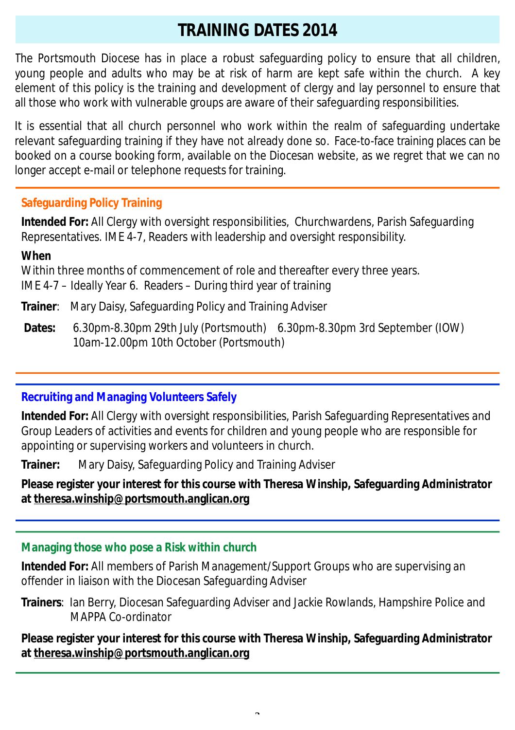# TRAINING DATES 2014

The Portsmouth Diocese has in place a robust safeguarding policy to ensure that all children, young people and adults who may be at risk of harm are kept safe within the church. A key element of this policy is the training and development of clergy and lay personnel to ensure that all those who work with vulnerable groups are aware of their safeguarding responsibilities.

It is essential that all church personnel who work within the realm of safeguarding undertake relevant safeguarding training if they have not already done so. Face-to-face training places can be booked on a course booking form, available on the Diocesan website, as we regret that we can no longer accept e-mail or telephone requests for training.

---

## Safeguarding Policy Training

**Intended For:** All Clergy with oversight responsibilities, Churchwardens, Parish Safeguarding Representatives. IME 4-7, Readers with leadership and oversight responsibility.

**When**

Within three months of commencement of role and thereafter every three years.
IME 4-7 – Ideally Year 6. Readers – During third year of training

**Trainer**: Mary Daisy, Safeguarding Policy and Training Adviser

**Dates:** 6.30pm-8.30pm 29th July (Portsmouth) 6.30pm-8.30pm 3rd September (IOW)
10am-12.00pm 10th October (Portsmouth)

---

## Recruiting and Managing Volunteers Safely

**Intended For:** All Clergy with oversight responsibilities, Parish Safeguarding Representatives and Group Leaders of activities and events for children and young people who are responsible for appointing or supervising workers and volunteers in church.

**Trainer:** Mary Daisy, Safeguarding Policy and Training Adviser

**Please register your interest for this course with Theresa Winship, Safeguarding Administrator at theresa.winship@portsmouth.anglican.org**

---

## Managing those who pose a Risk within church

**Intended For:** All members of Parish Management/Support Groups who are supervising an offender in liaison with the Diocesan Safeguarding Adviser

**Trainers**: Ian Berry, Diocesan Safeguarding Adviser and Jackie Rowlands, Hampshire Police and MAPPA Co-ordinator

**Please register your interest for this course with Theresa Winship, Safeguarding Administrator at theresa.winship@portsmouth.anglican.org**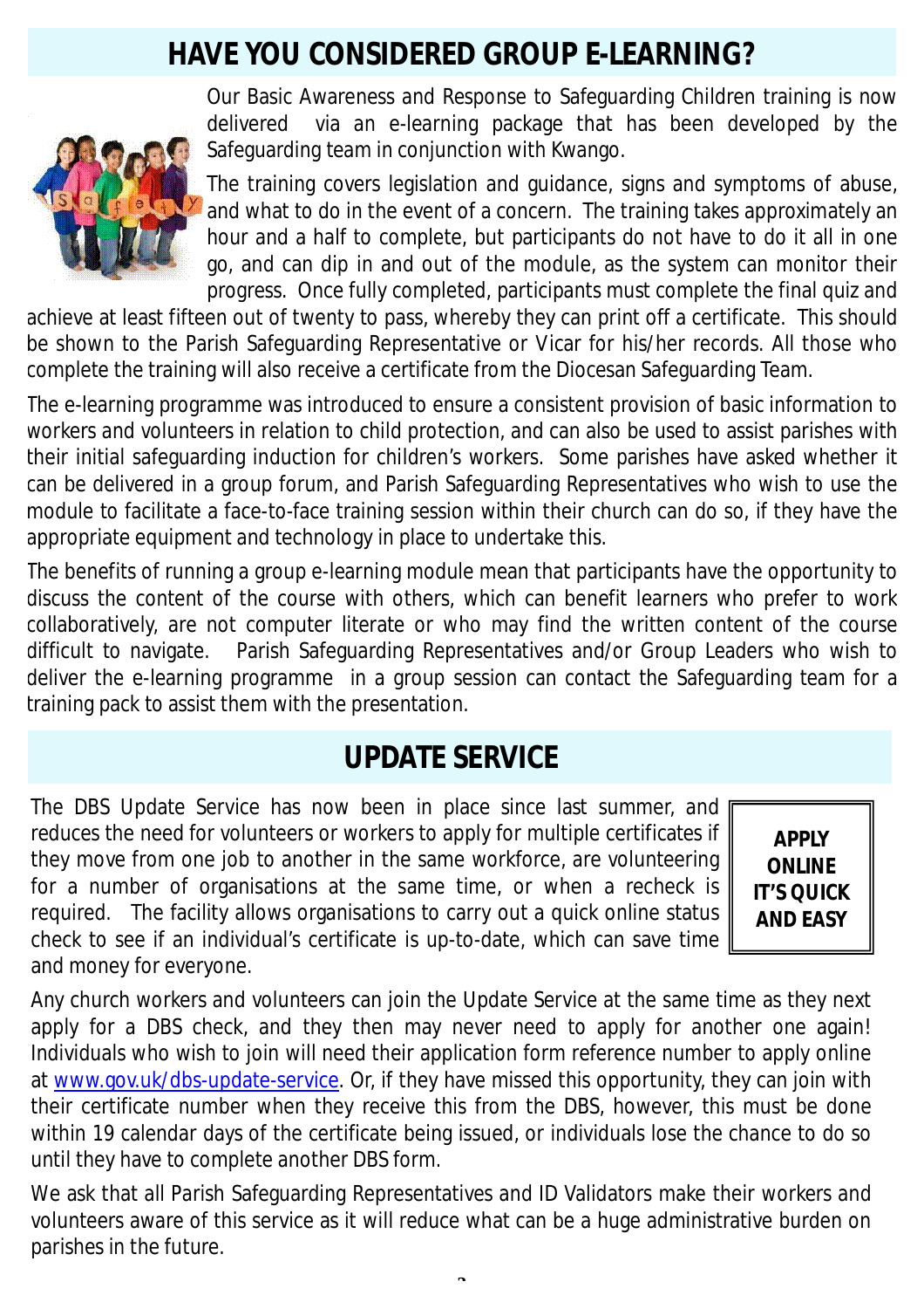## HAVE YOU CONSIDERED GROUP E-LEARNING?

Our Basic Awareness and Response to Safeguarding Children training is now delivered via an e-learning package that has been developed by the Safeguarding team in conjunction with Kwango.

The training covers legislation and guidance, signs and symptoms of abuse, and what to do in the event of a concern. The training takes approximately an hour and a half to complete, but participants do not have to do it all in one go, and can dip in and out of the module, as the system can monitor their progress. Once fully completed, participants must complete the final quiz and achieve at least fifteen out of twenty to pass, whereby they can print off a certificate. This should be shown to the Parish Safeguarding Representative or Vicar for his/her records. All those who complete the training will also receive a certificate from the Diocesan Safeguarding Team.

The e-learning programme was introduced to ensure a consistent provision of basic information to workers and volunteers in relation to child protection, and can also be used to assist parishes with their initial safeguarding induction for children's workers. Some parishes have asked whether it can be delivered in a group forum, and Parish Safeguarding Representatives who wish to use the module to facilitate a face-to-face training session within their church can do so, if they have the appropriate equipment and technology in place to undertake this.

The benefits of running a group e-learning module mean that participants have the opportunity to discuss the content of the course with others, which can benefit learners who prefer to work collaboratively, are not computer literate or who may find the written content of the course difficult to navigate. Parish Safeguarding Representatives and/or Group Leaders who wish to deliver the e-learning programme in a group session can contact the Safeguarding team for a training pack to assist them with the presentation.

## UPDATE SERVICE

The DBS Update Service has now been in place since last summer, and reduces the need for volunteers or workers to apply for multiple certificates if they move from one job to another in the same workforce, are volunteering for a number of organisations at the same time, or when a recheck is required. The facility allows organisations to carry out a quick online status check to see if an individual's certificate is up-to-date, which can save time and money for everyone.

**APPLY ONLINE IT'S QUICK AND EASY**

Any church workers and volunteers can join the Update Service at the same time as they next apply for a DBS check, and they then may never need to apply for another one again! Individuals who wish to join will need their application form reference number to apply online at www.gov.uk/dbs-update-service. Or, if they have missed this opportunity, they can join with their certificate number when they receive this from the DBS, however, this must be done within 19 calendar days of the certificate being issued, or individuals lose the chance to do so until they have to complete another DBS form.

We ask that all Parish Safeguarding Representatives and ID Validators make their workers and volunteers aware of this service as it will reduce what can be a huge administrative burden on parishes in the future.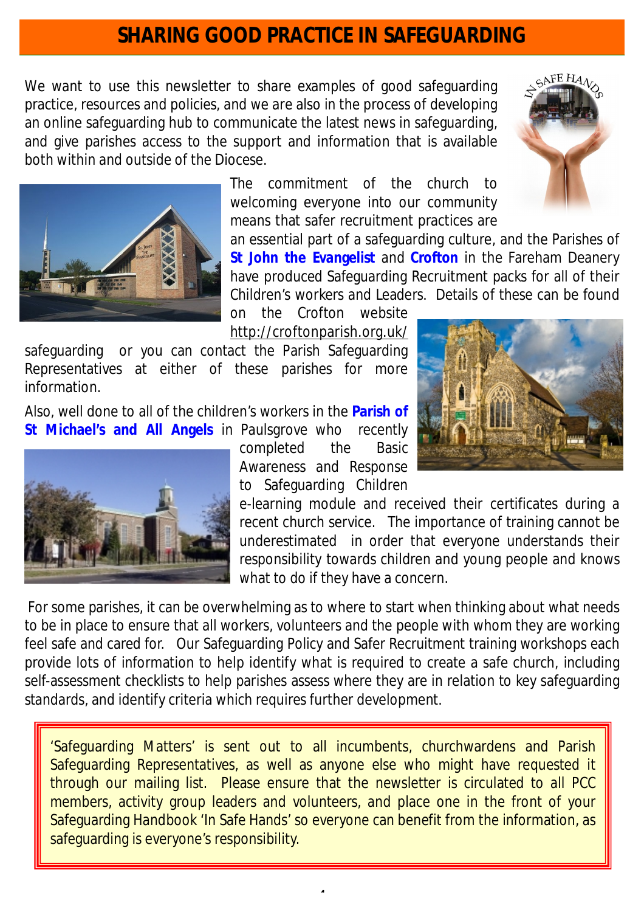# SHARING GOOD PRACTICE IN SAFEGUARDING

We want to use this newsletter to share examples of good safeguarding practice, resources and policies, and we are also in the process of developing an online safeguarding hub to communicate the latest news in safeguarding, and give parishes access to the support and information that is available both within and outside of the Diocese.

The commitment of the church to welcoming everyone into our community means that safer recruitment practices are an essential part of a safeguarding culture, and the Parishes of **St John the Evangelist** and **Crofton** in the Fareham Deanery have produced Safeguarding Recruitment packs for all of their Children's workers and Leaders. Details of these can be found on the Crofton website http://croftonparish.org.uk/ safeguarding or you can contact the Parish Safeguarding Representatives at either of these parishes for more information.

Also, well done to all of the children's workers in the **Parish of St Michael's and All Angels** in Paulsgrove who recently completed the Basic Awareness and Response to Safeguarding Children e-learning module and received their certificates during a recent church service. The importance of training cannot be underestimated in order that everyone understands their responsibility towards children and young people and knows what to do if they have a concern.

For some parishes, it can be overwhelming as to where to start when thinking about what needs to be in place to ensure that all workers, volunteers and the people with whom they are working feel safe and cared for. Our Safeguarding Policy and Safer Recruitment training workshops each provide lots of information to help identify what is required to create a safe church, including self-assessment checklists to help parishes assess where they are in relation to key safeguarding standards, and identify criteria which requires further development.

'Safeguarding Matters' is sent out to all incumbents, churchwardens and Parish Safeguarding Representatives, as well as anyone else who might have requested it through our mailing list. Please ensure that the newsletter is circulated to all PCC members, activity group leaders and volunteers, and place one in the front of your Safeguarding Handbook 'In Safe Hands' so everyone can benefit from the information, as safeguarding is everyone's responsibility.